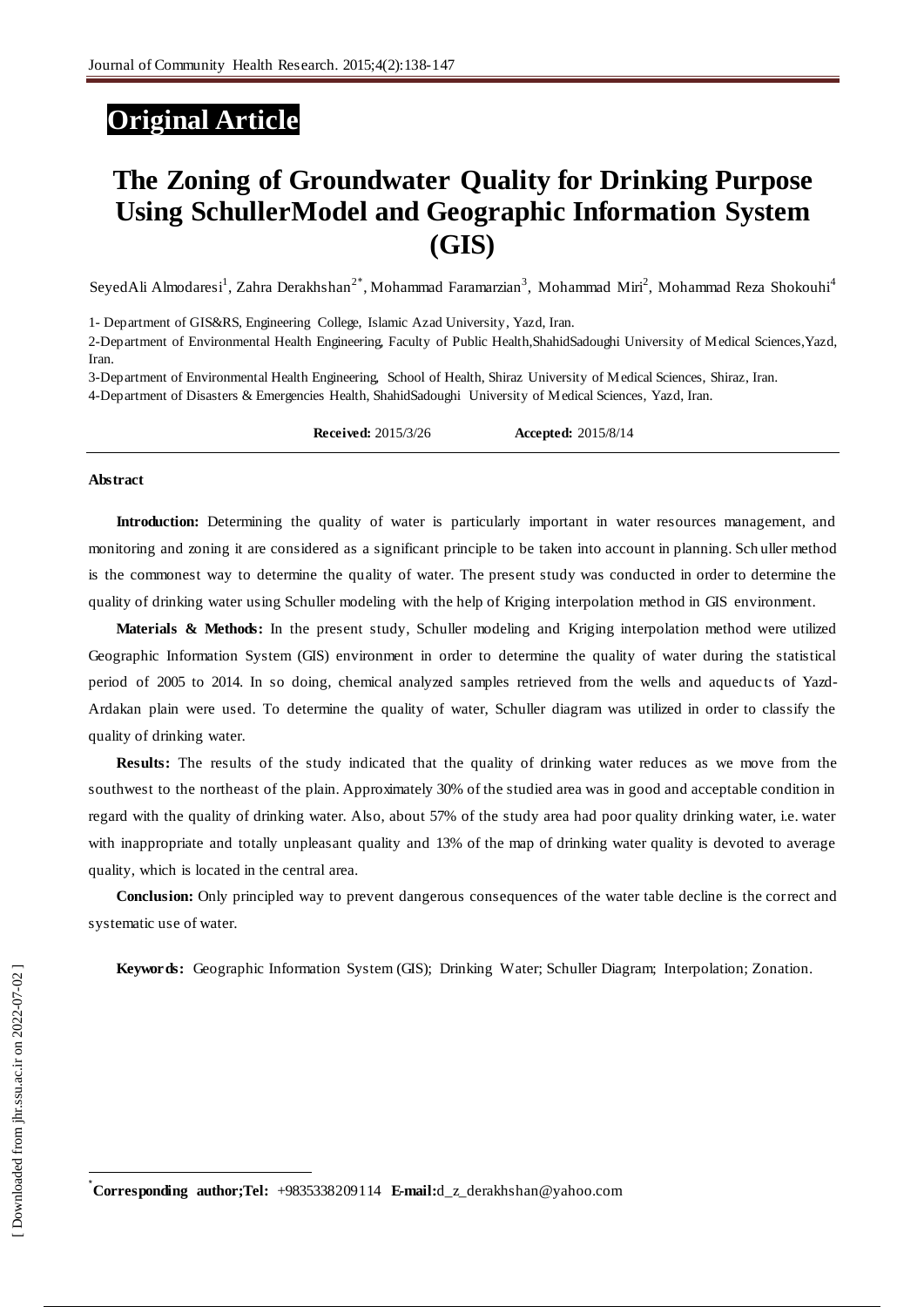## Original Article

# The Zoning of Groundwater Quality for Drinking Purpose Using SchullerModel and Geographic Information System (GIS)

SeyedAli Almodaresi[1], Zahra Derakhshan[2*], Mohammad Faramarzian[3], Mohammad Miri[2], Mohammad Reza Shokouhi[4]

1- Department of GIS&RS, Engineering College, Islamic Azad University, Yazd, Iran.

2-Department of Environmental Health Engineering, Faculty of Public Health,ShahidSadoughi University of Medical Sciences,Yazd, Iran.

3-Department of Environmental Health Engineering, School of Health, Shiraz University of Medical Sciences, Shiraz, Iran.

4-Department of Disasters & Emergencies Health, ShahidSadoughi University of Medical Sciences, Yazd, Iran.

**Received:** 2015/3/26 **Accepted:** 2015/8/14

**Abstract**

**Introduction:** Determining the quality of water is particularly important in water resources management, and monitoring and zoning it are considered as a significant principle to be taken into account in planning. Schuller method is the commonest way to determine the quality of water. The present study was conducted in order to determine the quality of drinking water using Schuller modeling with the help of Kriging interpolation method in GIS environment.

**Materials & Methods:** In the present study, Schuller modeling and Kriging interpolation method were utilized Geographic Information System (GIS) environment in order to determine the quality of water during the statistical period of 2005 to 2014. In so doing, chemical analyzed samples retrieved from the wells and aqueducts of Yazd-Ardakan plain were used. To determine the quality of water, Schuller diagram was utilized in order to classify the quality of drinking water.

**Results:** The results of the study indicated that the quality of drinking water reduces as we move from the southwest to the northeast of the plain. Approximately 30% of the studied area was in good and acceptable condition in regard with the quality of drinking water. Also, about 57% of the study area had poor quality drinking water, i.e. water with inappropriate and totally unpleasant quality and 13% of the map of drinking water quality is devoted to average quality, which is located in the central area.

**Conclusion:** Only principled way to prevent dangerous consequences of the water table decline is the correct and systematic use of water.

**Keywords:** Geographic Information System (GIS); Drinking Water; Schuller Diagram; Interpolation; Zonation.

*Corresponding author;Tel:** +9835338209114 **E-mail:**d_z_derakhshan@yahoo.com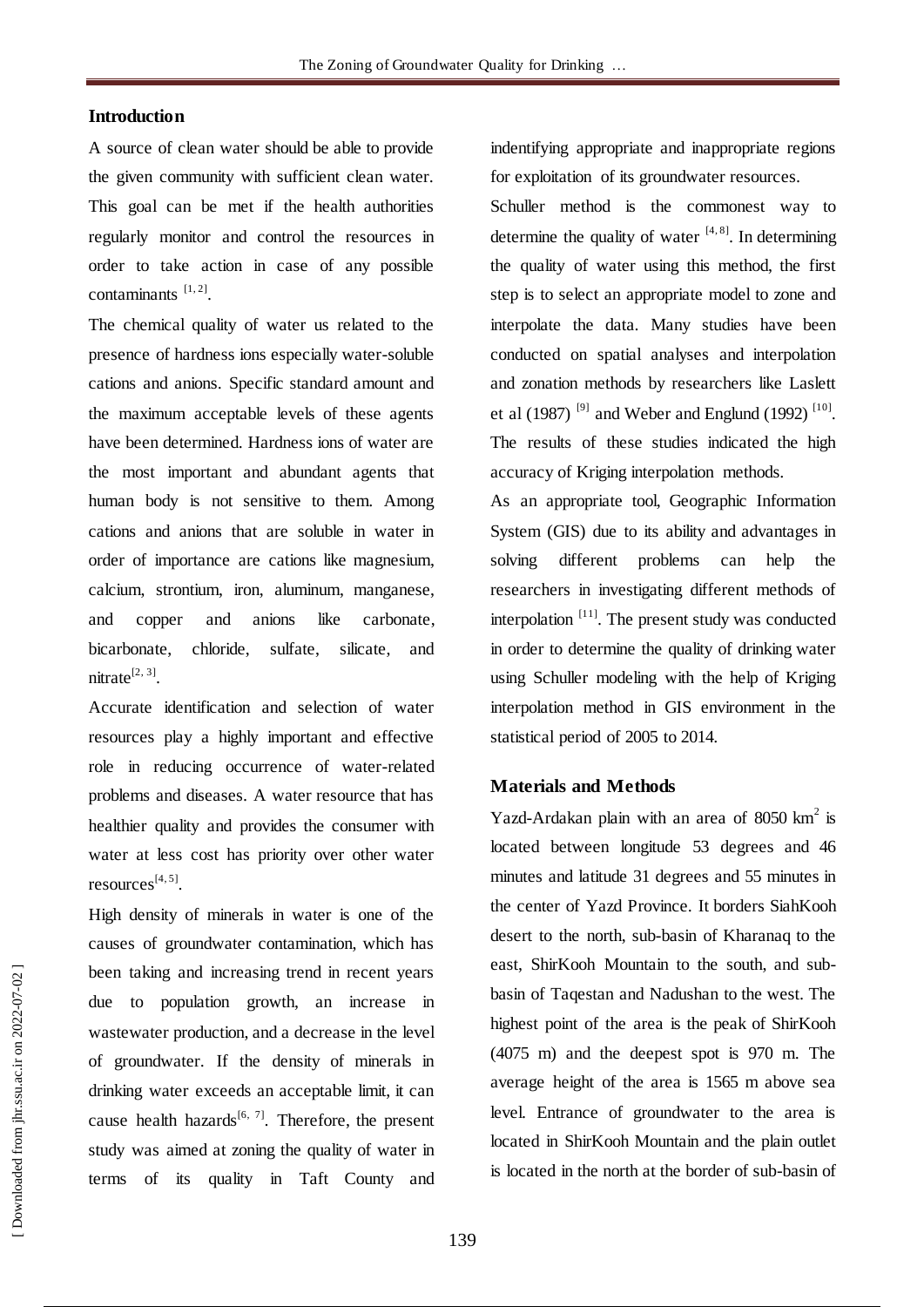## Introduction

A source of clean water should be able to provide the given community with sufficient clean water. This goal can be met if the health authorities regularly monitor and control the resources in order to take action in case of any possible contaminants [1, 2].

The chemical quality of water us related to the presence of hardness ions especially water-soluble cations and anions. Specific standard amount and the maximum acceptable levels of these agents have been determined. Hardness ions of water are the most important and abundant agents that human body is not sensitive to them. Among cations and anions that are soluble in water in order of importance are cations like magnesium, calcium, strontium, iron, aluminum, manganese, and copper and anions like carbonate, bicarbonate, chloride, sulfate, silicate, and nitrate[2, 3].

Accurate identification and selection of water resources play a highly important and effective role in reducing occurrence of water-related problems and diseases. A water resource that has healthier quality and provides the consumer with water at less cost has priority over other water resources[4, 5].

High density of minerals in water is one of the causes of groundwater contamination, which has been taking and increasing trend in recent years due to population growth, an increase in wastewater production, and a decrease in the level of groundwater. If the density of minerals in drinking water exceeds an acceptable limit, it can cause health hazards[6, 7]. Therefore, the present study was aimed at zoning the quality of water in terms of its quality in Taft County and indentifying appropriate and inappropriate regions for exploitation of its groundwater resources.

Schuller method is the commonest way to determine the quality of water [4, 8]. In determining the quality of water using this method, the first step is to select an appropriate model to zone and interpolate the data. Many studies have been conducted on spatial analyses and interpolation and zonation methods by researchers like Laslett et al (1987) [9] and Weber and Englund (1992) [10]. The results of these studies indicated the high accuracy of Kriging interpolation methods.

As an appropriate tool, Geographic Information System (GIS) due to its ability and advantages in solving different problems can help the researchers in investigating different methods of interpolation [11]. The present study was conducted in order to determine the quality of drinking water using Schuller modeling with the help of Kriging interpolation method in GIS environment in the statistical period of 2005 to 2014.

## Materials and Methods

Yazd-Ardakan plain with an area of 8050 $km^2$ is located between longitude 53 degrees and 46 minutes and latitude 31 degrees and 55 minutes in the center of Yazd Province. It borders SiahKooh desert to the north, sub-basin of Kharanaq to the east, ShirKooh Mountain to the south, and sub-basin of Taqestan and Nadushan to the west. The highest point of the area is the peak of ShirKooh (4075 m) and the deepest spot is 970 m. The average height of the area is 1565 m above sea level. Entrance of groundwater to the area is located in ShirKooh Mountain and the plain outlet is located in the north at the border of sub-basin of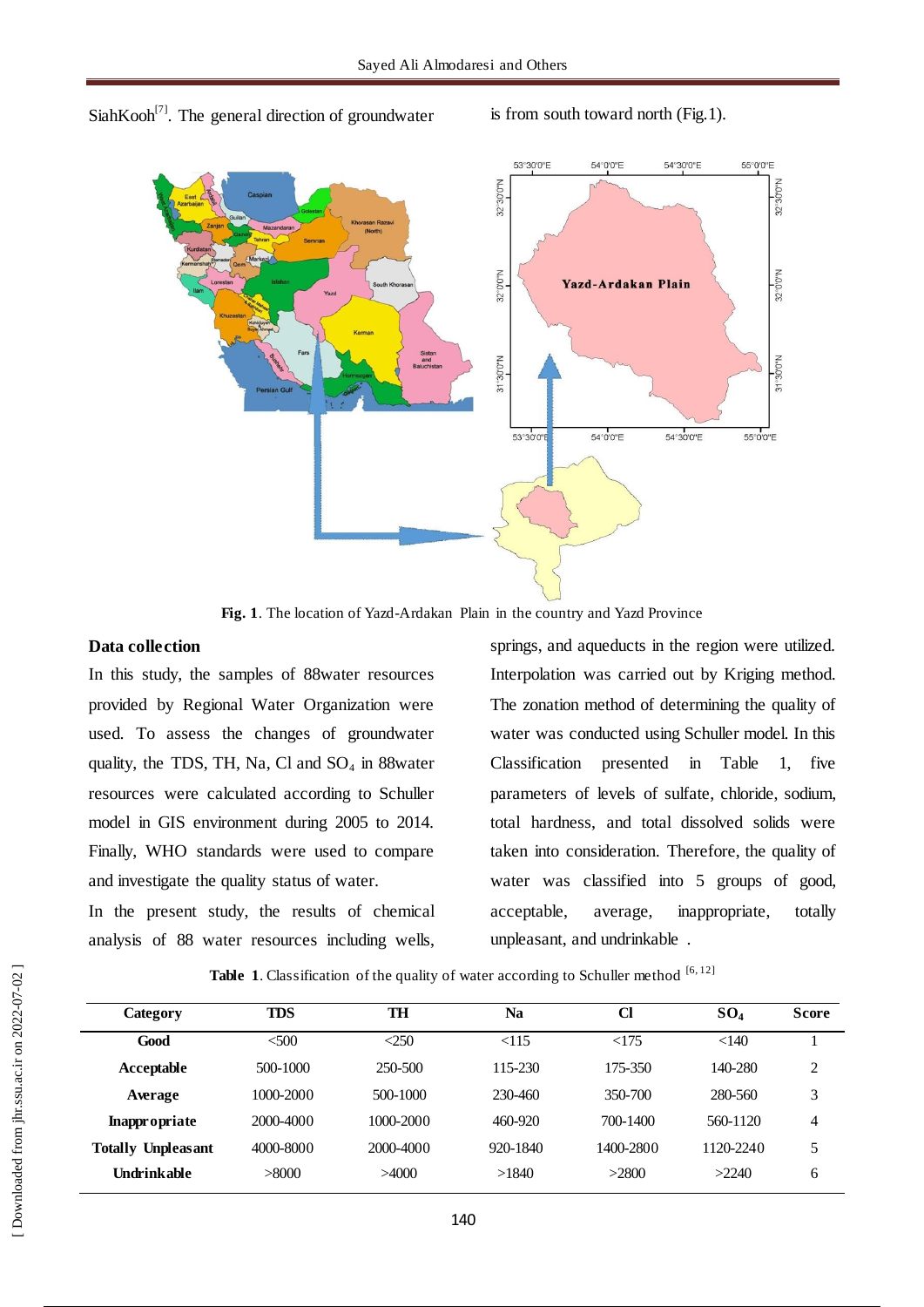SiahKooh[7]. The general direction of groundwater is from south toward north (Fig.1).

**Fig. 1**. The location of Yazd-Ardakan Plain in the country and Yazd Province

### Data collection

In this study, the samples of 88water resources provided by Regional Water Organization were used. To assess the changes of groundwater quality, the TDS, TH, Na, Cl and $SO_4$ in 88water resources were calculated according to Schuller model in GIS environment during 2005 to 2014. Finally, WHO standards were used to compare and investigate the quality status of water.

In the present study, the results of chemical analysis of 88 water resources including wells, springs, and aqueducts in the region were utilized. Interpolation was carried out by Kriging method. The zonation method of determining the quality of water was conducted using Schuller model. In this Classification presented in Table 1, five parameters of levels of sulfate, chloride, sodium, total hardness, and total dissolved solids were taken into consideration. Therefore, the quality of water was classified into 5 groups of good, acceptable, average, inappropriate, totally unpleasant, and undrinkable .

**Table 1**. Classification of the quality of water according to Schuller method [6, 12]

| Category | TDS | TH | Na | Cl | $SO_4$ | Score |
|---|---|---|---|---|---|---|
| **Good** | <500 | <250 | <115 | <175 | <140 | 1 |
| **Acceptable** | 500-1000 | 250-500 | 115-230 | 175-350 | 140-280 | 2 |
| **Average** | 1000-2000 | 500-1000 | 230-460 | 350-700 | 280-560 | 3 |
| **Inappropriate** | 2000-4000 | 1000-2000 | 460-920 | 700-1400 | 560-1120 | 4 |
| **Totally Unpleasant** | 4000-8000 | 2000-4000 | 920-1840 | 1400-2800 | 1120-2240 | 5 |
| **Undrinkable** | >8000 | >4000 | >1840 | >2800 | >2240 | 6 |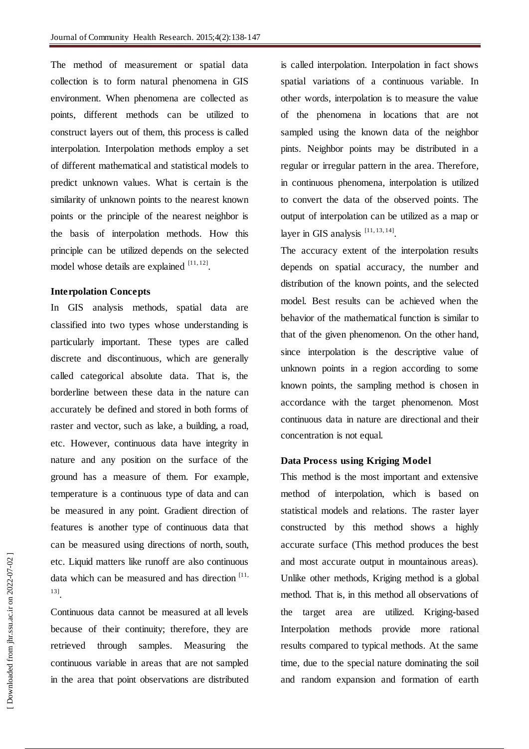The method of measurement or spatial data collection is to form natural phenomena in GIS environment. When phenomena are collected as points, different methods can be utilized to construct layers out of them, this process is called interpolation. Interpolation methods employ a set of different mathematical and statistical models to predict unknown values. What is certain is the similarity of unknown points to the nearest known points or the principle of the nearest neighbor is the basis of interpolation methods. How this principle can be utilized depends on the selected model whose details are explained [11, 12].

### Interpolation Concepts

In GIS analysis methods, spatial data are classified into two types whose understanding is particularly important. These types are called discrete and discontinuous, which are generally called categorical absolute data. That is, the borderline between these data in the nature can accurately be defined and stored in both forms of raster and vector, such as lake, a building, a road, etc. However, continuous data have integrity in nature and any position on the surface of the ground has a measure of them. For example, temperature is a continuous type of data and can be measured in any point. Gradient direction of features is another type of continuous data that can be measured using directions of north, south, etc. Liquid matters like runoff are also continuous data which can be measured and has direction [11, 13].

Continuous data cannot be measured at all levels because of their continuity; therefore, they are retrieved through samples. Measuring the continuous variable in areas that are not sampled in the area that point observations are distributed is called interpolation. Interpolation in fact shows spatial variations of a continuous variable. In other words, interpolation is to measure the value of the phenomena in locations that are not sampled using the known data of the neighbor pints. Neighbor points may be distributed in a regular or irregular pattern in the area. Therefore, in continuous phenomena, interpolation is utilized to convert the data of the observed points. The output of interpolation can be utilized as a map or layer in GIS analysis [11, 13, 14].

The accuracy extent of the interpolation results depends on spatial accuracy, the number and distribution of the known points, and the selected model. Best results can be achieved when the behavior of the mathematical function is similar to that of the given phenomenon. On the other hand, since interpolation is the descriptive value of unknown points in a region according to some known points, the sampling method is chosen in accordance with the target phenomenon. Most continuous data in nature are directional and their concentration is not equal.

### Data Process using Kriging Model

This method is the most important and extensive method of interpolation, which is based on statistical models and relations. The raster layer constructed by this method shows a highly accurate surface (This method produces the best and most accurate output in mountainous areas). Unlike other methods, Kriging method is a global method. That is, in this method all observations of the target area are utilized. Kriging-based Interpolation methods provide more rational results compared to typical methods. At the same time, due to the special nature dominating the soil and random expansion and formation of earth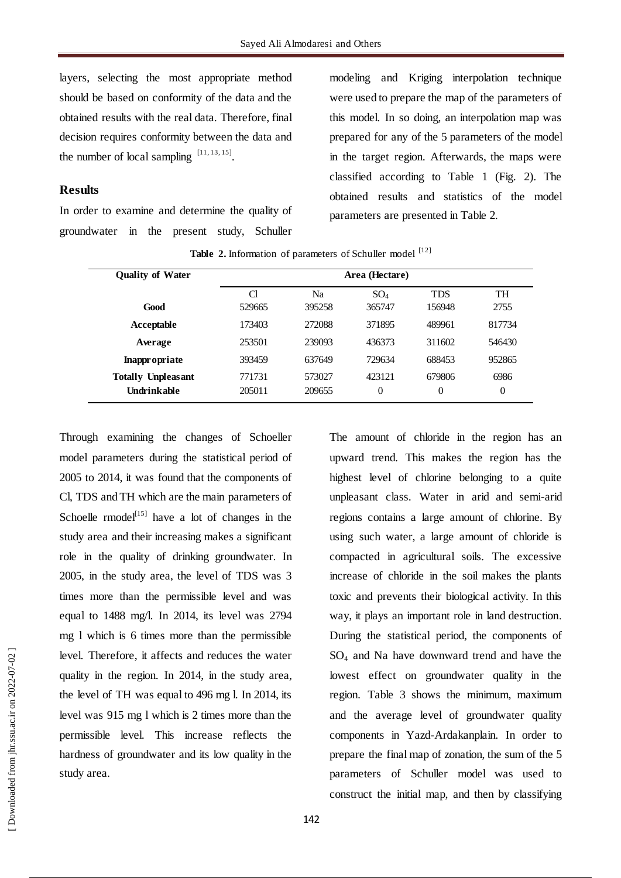layers, selecting the most appropriate method should be based on conformity of the data and the obtained results with the real data. Therefore, final decision requires conformity between the data and the number of local sampling [11, 13, 15].

## Results

In order to examine and determine the quality of groundwater in the present study, Schuller modeling and Kriging interpolation technique were used to prepare the map of the parameters of this model. In so doing, an interpolation map was prepared for any of the 5 parameters of the model in the target region. Afterwards, the maps were classified according to Table 1 (Fig. 2). The obtained results and statistics of the model parameters are presented in Table 2.

**Table 2.** Information of parameters of Schuller model [12]

| Quality of Water | Area (Hectare) | | | | |
|---|---|---|---|---|---|
| | Cl | Na | $SO_4$ | TDS | TH |
| **Good** | 529665 | 395258 | 365747 | 156948 | 2755 |
| **Acceptable** | 173403 | 272088 | 371895 | 489961 | 817734 |
| **Average** | 253501 | 239093 | 436373 | 311602 | 546430 |
| **Inappropriate** | 393459 | 637649 | 729634 | 688453 | 952865 |
| **Totally Unpleasant** | 771731 | 573027 | 423121 | 679806 | 6986 |
| **Undrinkable** | 205011 | 209655 | 0 | 0 | 0 |

Through examining the changes of Schoeller model parameters during the statistical period of 2005 to 2014, it was found that the components of Cl, TDS and TH which are the main parameters of Schoelle rmodel[15] have a lot of changes in the study area and their increasing makes a significant role in the quality of drinking groundwater. In 2005, in the study area, the level of TDS was 3 times more than the permissible level and was equal to 1488 mg/l. In 2014, its level was 2794 mg l which is 6 times more than the permissible level. Therefore, it affects and reduces the water quality in the region. In 2014, in the study area, the level of TH was equal to 496 mg l. In 2014, its level was 915 mg l which is 2 times more than the permissible level. This increase reflects the hardness of groundwater and its low quality in the study area.

The amount of chloride in the region has an upward trend. This makes the region has the highest level of chlorine belonging to a quite unpleasant class. Water in arid and semi-arid regions contains a large amount of chlorine. By using such water, a large amount of chloride is compacted in agricultural soils. The excessive increase of chloride in the soil makes the plants toxic and prevents their biological activity. In this way, it plays an important role in land destruction. During the statistical period, the components of $SO_4$ and Na have downward trend and have the lowest effect on groundwater quality in the region. Table 3 shows the minimum, maximum and the average level of groundwater quality components in Yazd-Ardakanplain. In order to prepare the final map of zonation, the sum of the 5 parameters of Schuller model was used to construct the initial map, and then by classifying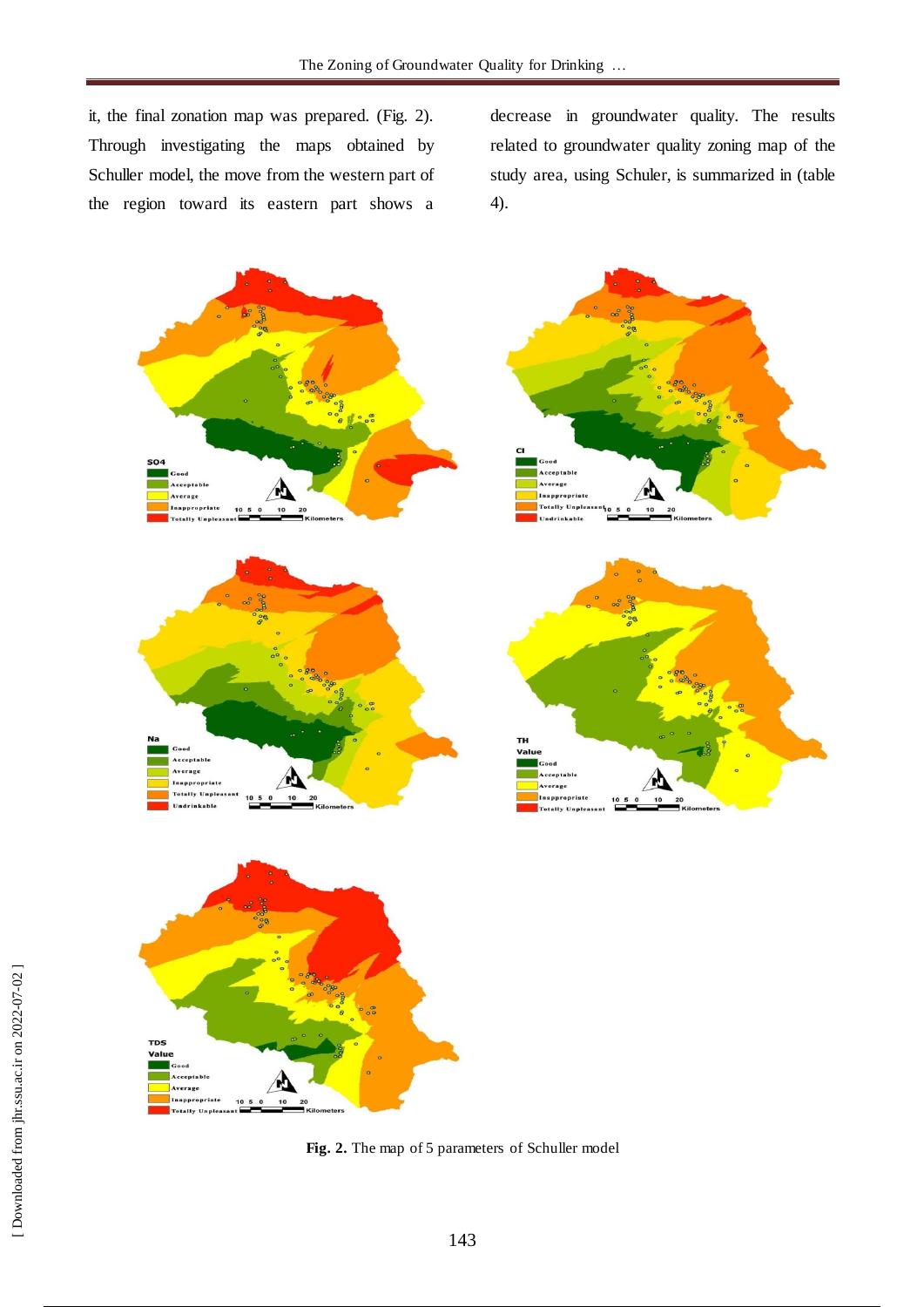it, the final zonation map was prepared. (Fig. 2). Through investigating the maps obtained by Schuller model, the move from the western part of the region toward its eastern part shows a decrease in groundwater quality. The results related to groundwater quality zoning map of the study area, using Schuler, is summarized in (table 4).

SO4
Good
Acceptable
Average
Inappropriate
Totally Unpleasant
10 5 0 10 20 Kilometers

Cl
Good
Acceptable
Average
Inappropriate
Totally Unpleasant
Undrinkable
10 5 0 10 20 Kilometers

Na
Good
Acceptable
Average
Inappropriate
Totally Unpleasant
Undrinkable
10 5 0 10 20 Kilometers

TH
Value
Good
Acceptable
Average
Inappropriate
Totally Unpleasant
10 5 0 10 20 Kilometers

TDS
Value
Good
Acceptable
Average
Inappropriate
Totally Unpleasant
10 5 0 10 20 Kilometers

**Fig. 2.** The map of 5 parameters of Schuller model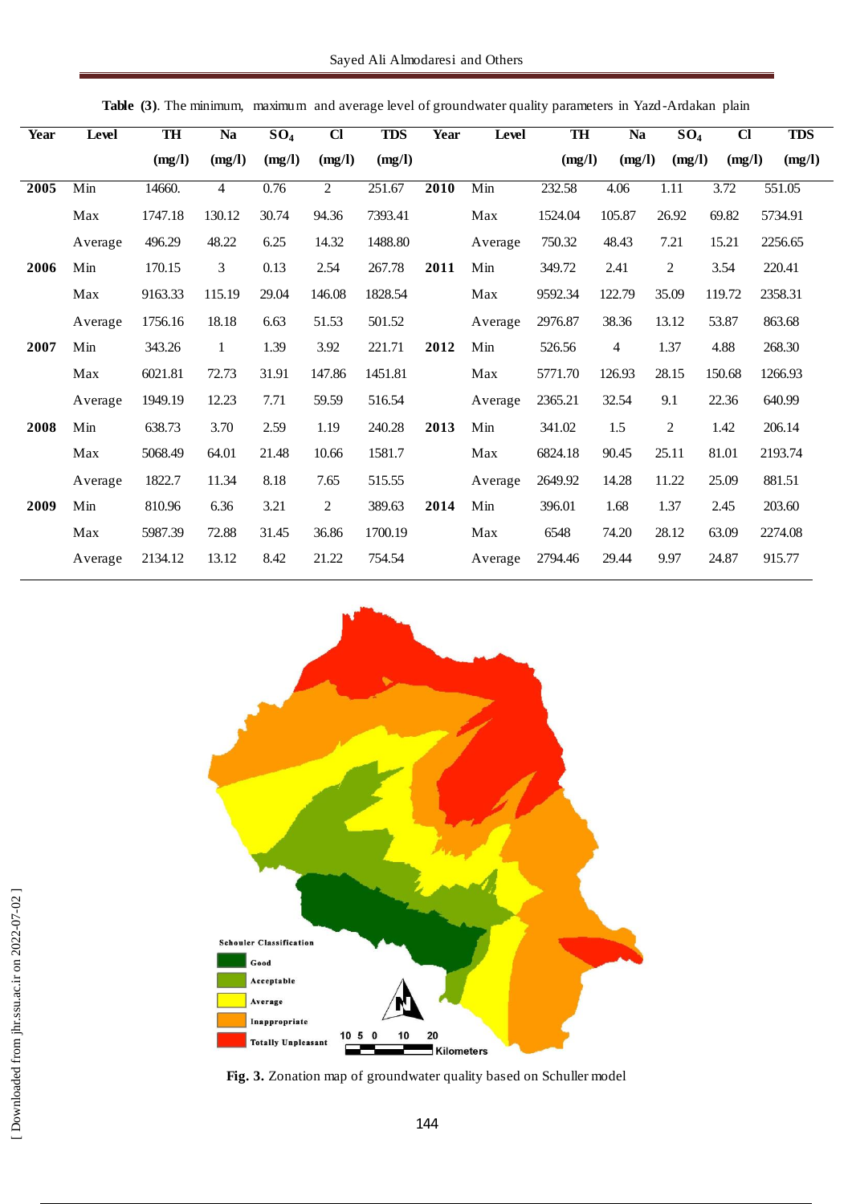**Table (3)**. The minimum, maximum and average level of groundwater quality parameters in Yazd-Ardakan plain

| Year | Level | TH (mg/l) | Na (mg/l) | $SO_4$ (mg/l) | Cl (mg/l) | TDS (mg/l) | Year | Level | TH (mg/l) | Na (mg/l) | $SO_4$ (mg/l) | Cl (mg/l) | TDS (mg/l) |
|---|---|---|---|---|---|---|---|---|---|---|---|---|---|
| **2005** | Min | 14660. | 4 | 0.76 | 2 | 251.67 | **2010** | Min | 232.58 | 4.06 | 1.11 | 3.72 | 551.05 |
| | Max | 1747.18 | 130.12 | 30.74 | 94.36 | 7393.41 | | Max | 1524.04 | 105.87 | 26.92 | 69.82 | 5734.91 |
| | Average | 496.29 | 48.22 | 6.25 | 14.32 | 1488.80 | | Average | 750.32 | 48.43 | 7.21 | 15.21 | 2256.65 |
| **2006** | Min | 170.15 | 3 | 0.13 | 2.54 | 267.78 | **2011** | Min | 349.72 | 2.41 | 2 | 3.54 | 220.41 |
| | Max | 9163.33 | 115.19 | 29.04 | 146.08 | 1828.54 | | Max | 9592.34 | 122.79 | 35.09 | 119.72 | 2358.31 |
| | Average | 1756.16 | 18.18 | 6.63 | 51.53 | 501.52 | | Average | 2976.87 | 38.36 | 13.12 | 53.87 | 863.68 |
| **2007** | Min | 343.26 | 1 | 1.39 | 3.92 | 221.71 | **2012** | Min | 526.56 | 4 | 1.37 | 4.88 | 268.30 |
| | Max | 6021.81 | 72.73 | 31.91 | 147.86 | 1451.81 | | Max | 5771.70 | 126.93 | 28.15 | 150.68 | 1266.93 |
| | Average | 1949.19 | 12.23 | 7.71 | 59.59 | 516.54 | | Average | 2365.21 | 32.54 | 9.1 | 22.36 | 640.99 |
| **2008** | Min | 638.73 | 3.70 | 2.59 | 1.19 | 240.28 | **2013** | Min | 341.02 | 1.5 | 2 | 1.42 | 206.14 |
| | Max | 5068.49 | 64.01 | 21.48 | 10.66 | 1581.7 | | Max | 6824.18 | 90.45 | 25.11 | 81.01 | 2193.74 |
| | Average | 1822.7 | 11.34 | 8.18 | 7.65 | 515.55 | | Average | 2649.92 | 14.28 | 11.22 | 25.09 | 881.51 |
| **2009** | Min | 810.96 | 6.36 | 3.21 | 2 | 389.63 | **2014** | Min | 396.01 | 1.68 | 1.37 | 2.45 | 203.60 |
| | Max | 5987.39 | 72.88 | 31.45 | 36.86 | 1700.19 | | Max | 6548 | 74.20 | 28.12 | 63.09 | 2274.08 |
| | Average | 2134.12 | 13.12 | 8.42 | 21.22 | 754.54 | | Average | 2794.46 | 29.44 | 9.97 | 24.87 | 915.77 |

Schouler Classification
Good
Acceptable
Average
Inappropriate
Totally Unpleasant
10 5 0 10 20
Kilometers

**Fig. 3.** Zonation map of groundwater quality based on Schuller model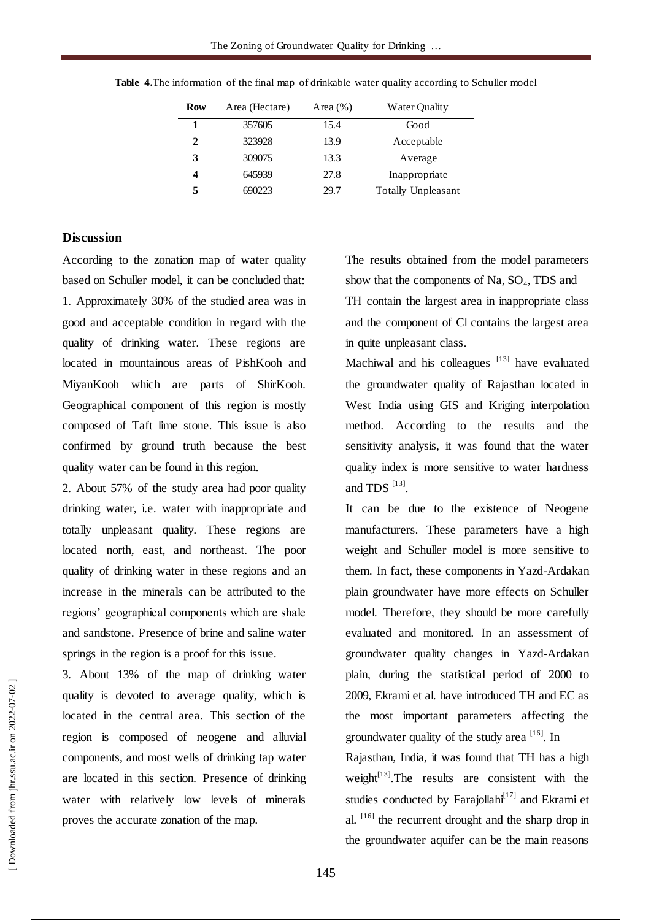**Table 4.** The information of the final map of drinkable water quality according to Schuller model

| Row | Area (Hectare) | Area (%) | Water Quality |
|---|---|---|---|
| **1** | 357605 | 15.4 | Good |
| **2** | 323928 | 13.9 | Acceptable |
| **3** | 309075 | 13.3 | Average |
| **4** | 645939 | 27.8 | Inappropriate |
| **5** | 690223 | 29.7 | Totally Unpleasant |

## Discussion

According to the zonation map of water quality based on Schuller model, it can be concluded that:

1. Approximately 30% of the studied area was in good and acceptable condition in regard with the quality of drinking water. These regions are located in mountainous areas of PishKooh and MiyanKooh which are parts of ShirKooh. Geographical component of this region is mostly composed of Taft lime stone. This issue is also confirmed by ground truth because the best quality water can be found in this region.

2. About 57% of the study area had poor quality drinking water, i.e. water with inappropriate and totally unpleasant quality. These regions are located north, east, and northeast. The poor quality of drinking water in these regions and an increase in the minerals can be attributed to the regions' geographical components which are shale and sandstone. Presence of brine and saline water springs in the region is a proof for this issue.

3. About 13% of the map of drinking water quality is devoted to average quality, which is located in the central area. This section of the region is composed of neogene and alluvial components, and most wells of drinking tap water are located in this section. Presence of drinking water with relatively low levels of minerals proves the accurate zonation of the map.

The results obtained from the model parameters show that the components of Na, $SO_4$, TDS and TH contain the largest area in inappropriate class and the component of Cl contains the largest area in quite unpleasant class.

Machiwal and his colleagues [13] have evaluated the groundwater quality of Rajasthan located in West India using GIS and Kriging interpolation method. According to the results and the sensitivity analysis, it was found that the water quality index is more sensitive to water hardness and TDS [13].

It can be due to the existence of Neogene manufacturers. These parameters have a high weight and Schuller model is more sensitive to them. In fact, these components in Yazd-Ardakan plain groundwater have more effects on Schuller model. Therefore, they should be more carefully evaluated and monitored. In an assessment of groundwater quality changes in Yazd-Ardakan plain, during the statistical period of 2000 to 2009, Ekrami et al. have introduced TH and EC as the most important parameters affecting the groundwater quality of the study area [16]. In Rajasthan, India, it was found that TH has a high weight[13].The results are consistent with the studies conducted by Farajollahi[17] and Ekrami et al. [16] the recurrent drought and the sharp drop in the groundwater aquifer can be the main reasons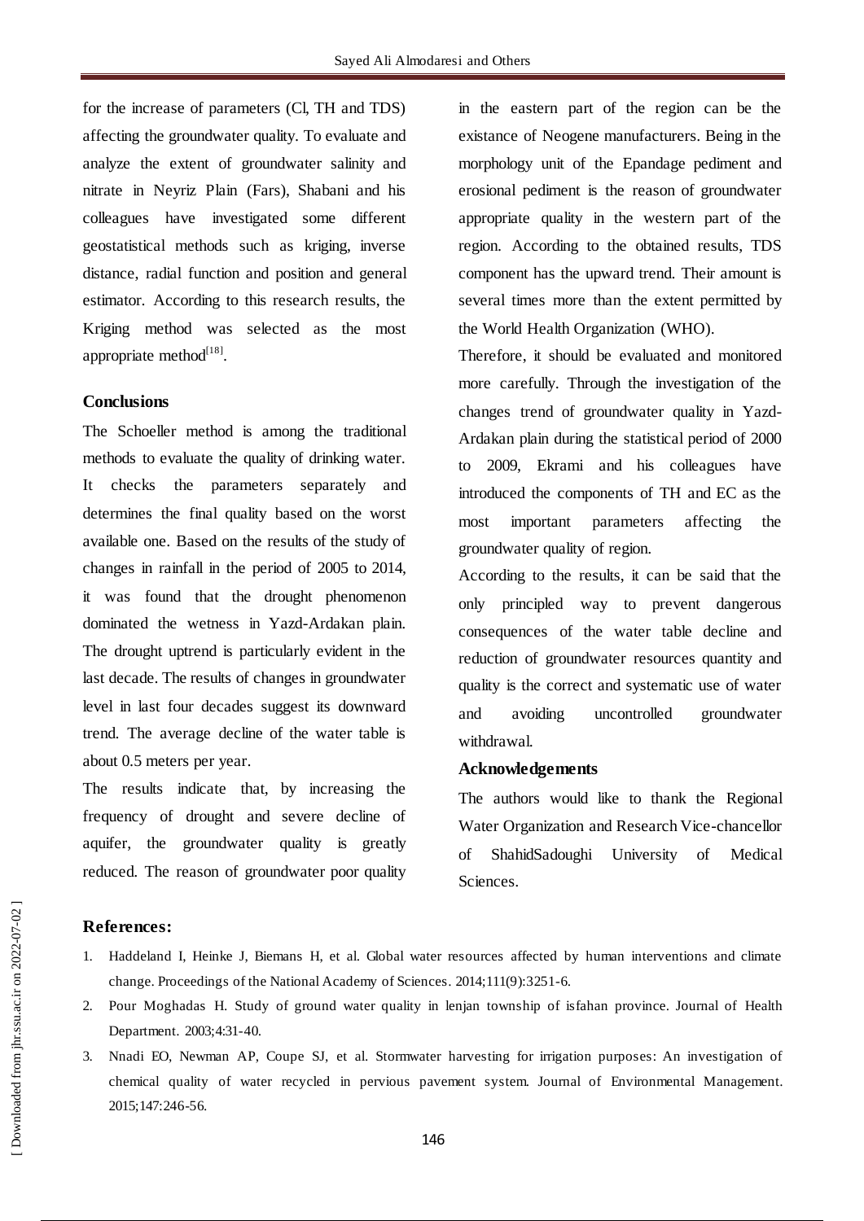for the increase of parameters (Cl, TH and TDS) affecting the groundwater quality. To evaluate and analyze the extent of groundwater salinity and nitrate in Neyriz Plain (Fars), Shabani and his colleagues have investigated some different geostatistical methods such as kriging, inverse distance, radial function and position and general estimator. According to this research results, the Kriging method was selected as the most appropriate method[18].

## Conclusions

The Schoeller method is among the traditional methods to evaluate the quality of drinking water. It checks the parameters separately and determines the final quality based on the worst available one. Based on the results of the study of changes in rainfall in the period of 2005 to 2014, it was found that the drought phenomenon dominated the wetness in Yazd-Ardakan plain. The drought uptrend is particularly evident in the last decade. The results of changes in groundwater level in last four decades suggest its downward trend. The average decline of the water table is about 0.5 meters per year.

The results indicate that, by increasing the frequency of drought and severe decline of aquifer, the groundwater quality is greatly reduced. The reason of groundwater poor quality in the eastern part of the region can be the existance of Neogene manufacturers. Being in the morphology unit of the Epandage pediment and erosional pediment is the reason of groundwater appropriate quality in the western part of the region. According to the obtained results, TDS component has the upward trend. Their amount is several times more than the extent permitted by the World Health Organization (WHO).

Therefore, it should be evaluated and monitored more carefully. Through the investigation of the changes trend of groundwater quality in Yazd-Ardakan plain during the statistical period of 2000 to 2009, Ekrami and his colleagues have introduced the components of TH and EC as the most important parameters affecting the groundwater quality of region.

According to the results, it can be said that the only principled way to prevent dangerous consequences of the water table decline and reduction of groundwater resources quantity and quality is the correct and systematic use of water and avoiding uncontrolled groundwater withdrawal.

## Acknowledgements

The authors would like to thank the Regional Water Organization and Research Vice-chancellor of ShahidSadoughi University of Medical Sciences.

## References:

1. Haddeland I, Heinke J, Biemans H, et al. Global water resources affected by human interventions and climate change. Proceedings of the National Academy of Sciences. 2014;111(9):3251-6.
2. Pour Moghadas H. Study of ground water quality in lenjan township of isfahan province. Journal of Health Department. 2003;4:31-40.
3. Nnadi EO, Newman AP, Coupe SJ, et al. Stormwater harvesting for irrigation purposes: An investigation of chemical quality of water recycled in pervious pavement system. Journal of Environmental Management. 2015;147:246-56.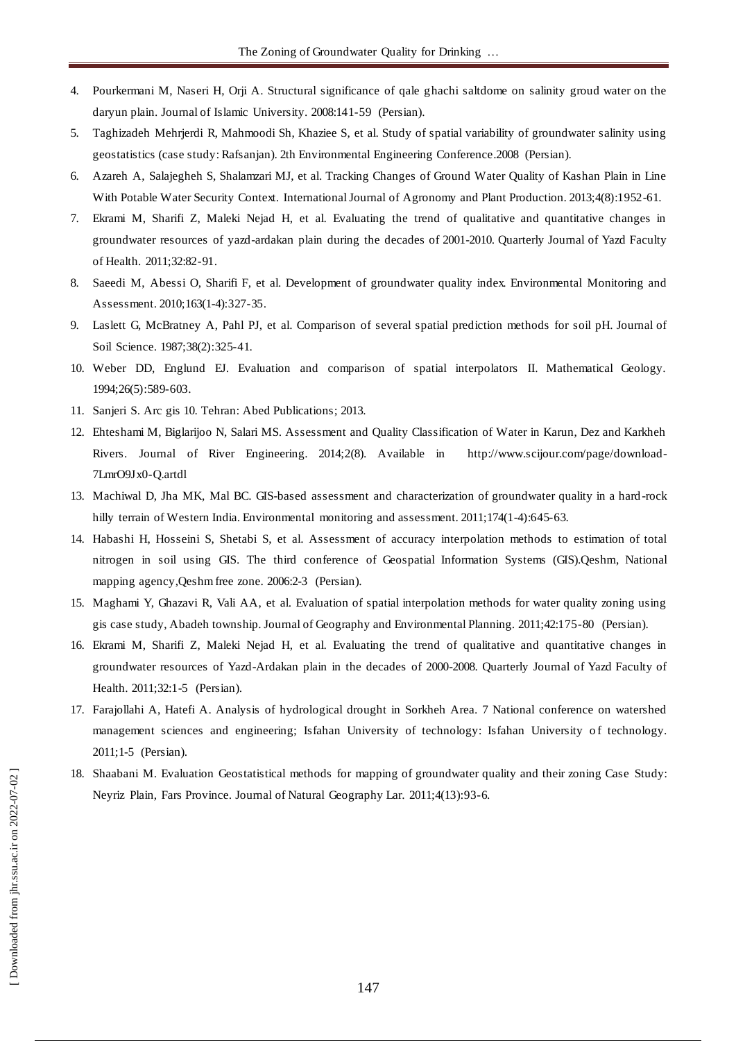4. Pourkermani M, Naseri H, Orji A. Structural significance of qale ghachi saltdome on salinity groud water on the daryun plain. Journal of Islamic University. 2008:141-59 (Persian).
5. Taghizadeh Mehrjerdi R, Mahmoodi Sh, Khaziee S, et al. Study of spatial variability of groundwater salinity using geostatistics (case study: Rafsanjan). 2th Environmental Engineering Conference.2008 (Persian).
6. Azareh A, Salajegheh S, Shalamzari MJ, et al. Tracking Changes of Ground Water Quality of Kashan Plain in Line With Potable Water Security Context. International Journal of Agronomy and Plant Production. 2013;4(8):1952-61.
7. Ekrami M, Sharifi Z, Maleki Nejad H, et al. Evaluating the trend of qualitative and quantitative changes in groundwater resources of yazd-ardakan plain during the decades of 2001-2010. Quarterly Journal of Yazd Faculty of Health. 2011;32:82-91.
8. Saeedi M, Abessi O, Sharifi F, et al. Development of groundwater quality index. Environmental Monitoring and Assessment. 2010;163(1-4):327-35.
9. Laslett G, McBratney A, Pahl PJ, et al. Comparison of several spatial prediction methods for soil pH. Journal of Soil Science. 1987;38(2):325-41.
10. Weber DD, Englund EJ. Evaluation and comparison of spatial interpolators II. Mathematical Geology. 1994;26(5):589-603.
11. Sanjeri S. Arc gis 10. Tehran: Abed Publications; 2013.
12. Ehteshami M, Biglarijoo N, Salari MS. Assessment and Quality Classification of Water in Karun, Dez and Karkheh Rivers. Journal of River Engineering. 2014;2(8). Available in http://www.scijour.com/page/download-7LmrO9Jx0-Q.artdl
13. Machiwal D, Jha MK, Mal BC. GIS-based assessment and characterization of groundwater quality in a hard-rock hilly terrain of Western India. Environmental monitoring and assessment. 2011;174(1-4):645-63.
14. Habashi H, Hosseini S, Shetabi S, et al. Assessment of accuracy interpolation methods to estimation of total nitrogen in soil using GIS. The third conference of Geospatial Information Systems (GIS).Qeshm, National mapping agency,Qeshm free zone. 2006:2-3 (Persian).
15. Maghami Y, Ghazavi R, Vali AA, et al. Evaluation of spatial interpolation methods for water quality zoning using gis case study, Abadeh township. Journal of Geography and Environmental Planning. 2011;42:175-80 (Persian).
16. Ekrami M, Sharifi Z, Maleki Nejad H, et al. Evaluating the trend of qualitative and quantitative changes in groundwater resources of Yazd-Ardakan plain in the decades of 2000-2008. Quarterly Journal of Yazd Faculty of Health. 2011;32:1-5 (Persian).
17. Farajollahi A, Hatefi A. Analysis of hydrological drought in Sorkheh Area. 7 National conference on watershed management sciences and engineering; Isfahan University of technology: Isfahan University of technology. 2011;1-5 (Persian).
18. Shaabani M. Evaluation Geostatistical methods for mapping of groundwater quality and their zoning Case Study: Neyriz Plain, Fars Province. Journal of Natural Geography Lar. 2011;4(13):93-6.